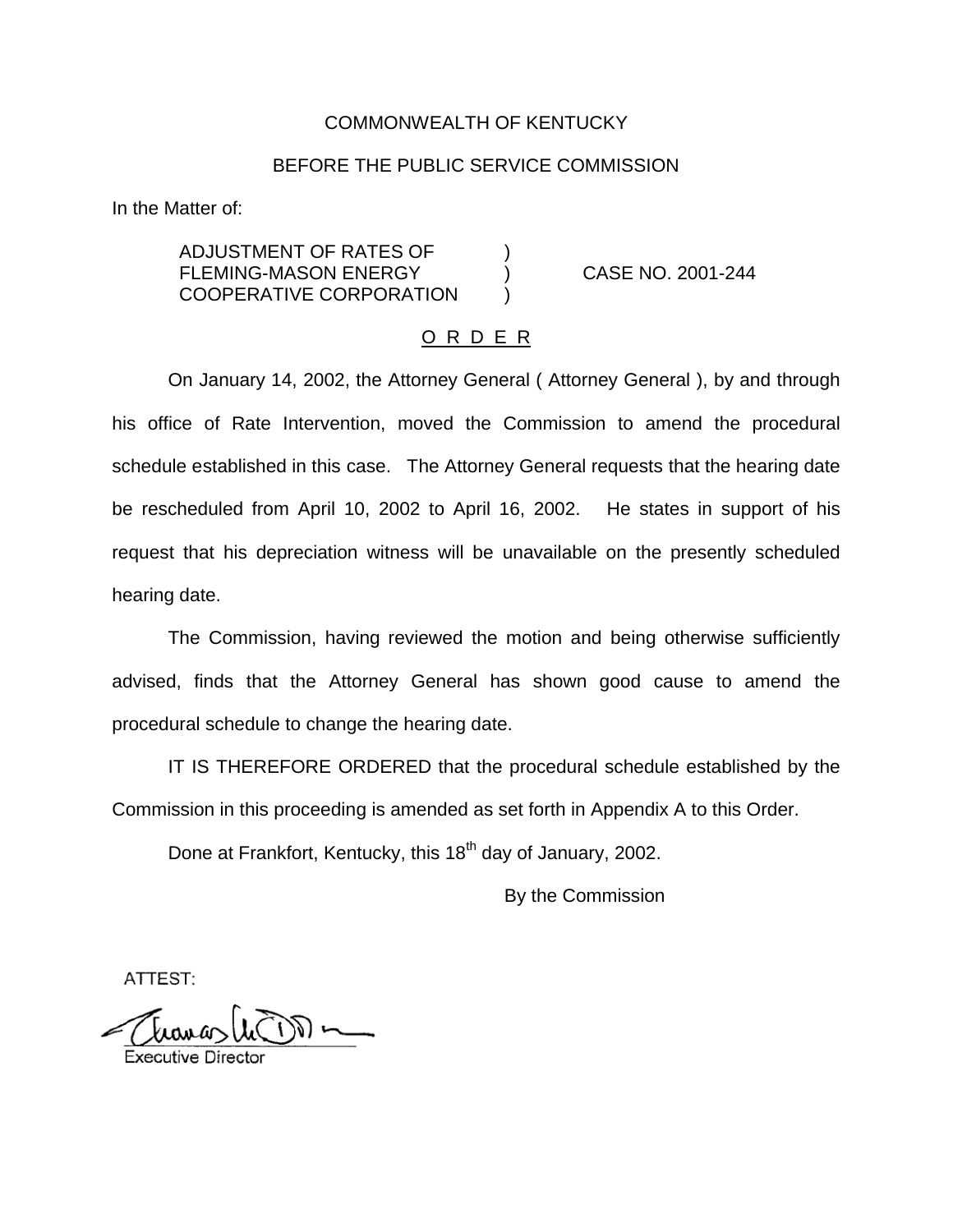COMMONWEALTH OF KENTUCKY

BEFORE THE PUBLIC SERVICE COMMISSION

In the Matter of:

| | | |
|---|---|---|
| ADJUSTMENT OF RATES OF FLEMING-MASON ENERGY COOPERATIVE CORPORATION | ) ) ) | CASE NO. 2001-244 |

O R D E R

On January 14, 2002, the Attorney General ( Attorney General ), by and through his office of Rate Intervention, moved the Commission to amend the procedural schedule established in this case. The Attorney General requests that the hearing date be rescheduled from April 10, 2002 to April 16, 2002. He states in support of his request that his depreciation witness will be unavailable on the presently scheduled hearing date.

The Commission, having reviewed the motion and being otherwise sufficiently advised, finds that the Attorney General has shown good cause to amend the procedural schedule to change the hearing date.

IT IS THEREFORE ORDERED that the procedural schedule established by the Commission in this proceeding is amended as set forth in Appendix A to this Order.

Done at Frankfort, Kentucky, this 18th day of January, 2002.

By the Commission

ATTEST:

Executive Director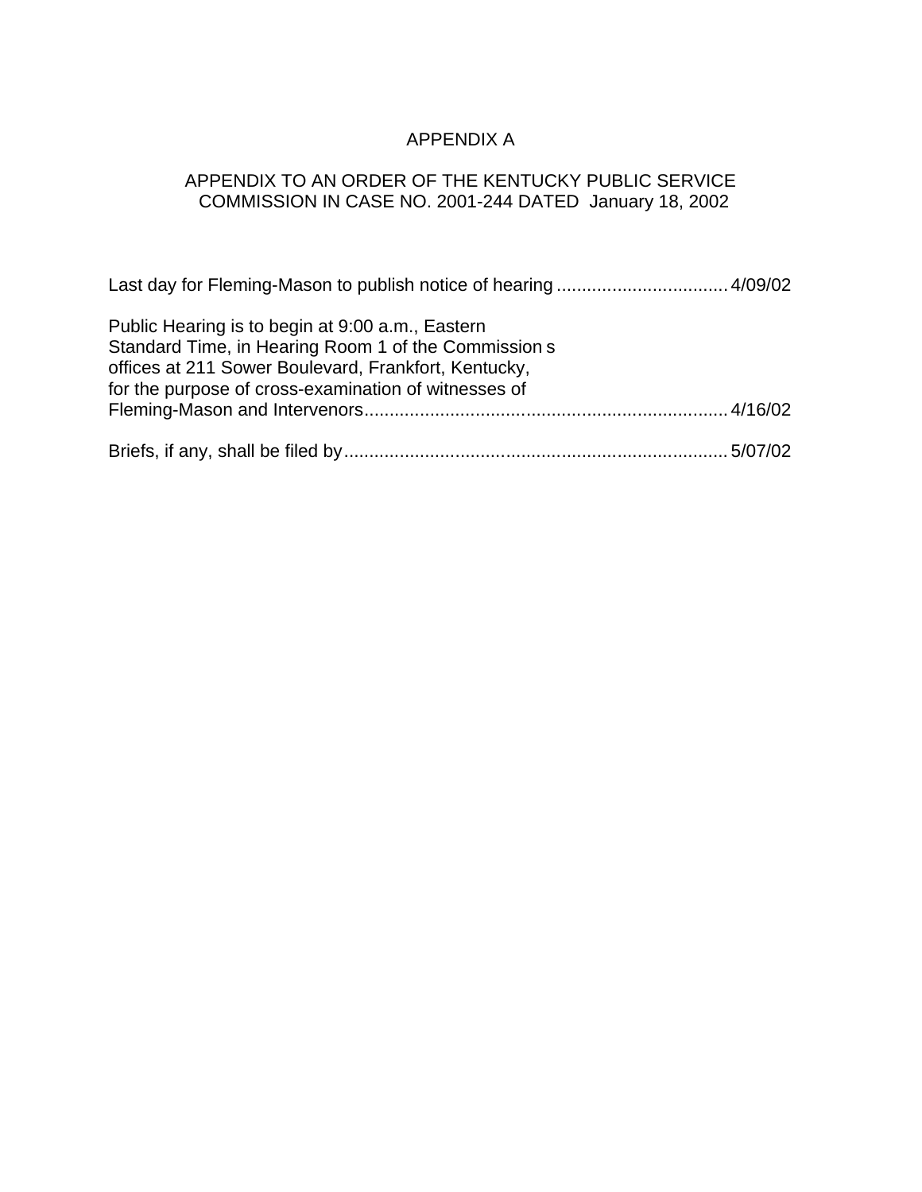APPENDIX A

APPENDIX TO AN ORDER OF THE KENTUCKY PUBLIC SERVICE COMMISSION IN CASE NO. 2001-244 DATED January 18, 2002

Last day for Fleming-Mason to publish notice of hearing .................................. 4/09/02

Public Hearing is to begin at 9:00 a.m., Eastern Standard Time, in Hearing Room 1 of the Commission s offices at 211 Sower Boulevard, Frankfort, Kentucky, for the purpose of cross-examination of witnesses of Fleming-Mason and Intervenors........................................................................ 4/16/02

Briefs, if any, shall be filed by............................................................................ 5/07/02